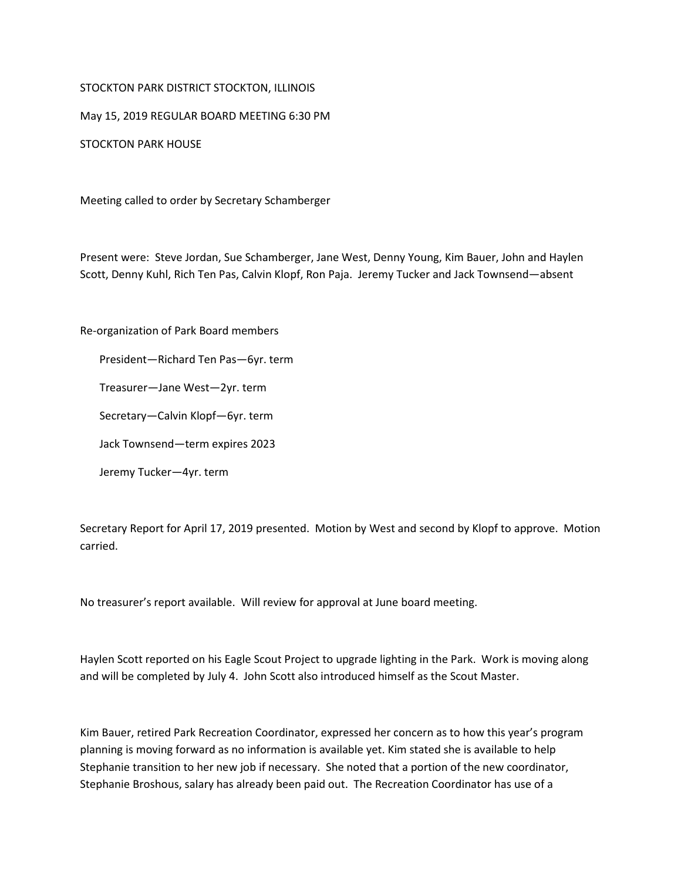STOCKTON PARK DISTRICT STOCKTON, ILLINOIS

May 15, 2019 REGULAR BOARD MEETING 6:30 PM

STOCKTON PARK HOUSE

Meeting called to order by Secretary Schamberger

Present were: Steve Jordan, Sue Schamberger, Jane West, Denny Young, Kim Bauer, John and Haylen Scott, Denny Kuhl, Rich Ten Pas, Calvin Klopf, Ron Paja. Jeremy Tucker and Jack Townsend—absent

Re-organization of Park Board members

- President—Richard Ten Pas—6yr. term
- Treasurer—Jane West—2yr. term
- Secretary—Calvin Klopf—6yr. term
- Jack Townsend—term expires 2023
- Jeremy Tucker—4yr. term

Secretary Report for April 17, 2019 presented. Motion by West and second by Klopf to approve. Motion carried.

No treasurer's report available. Will review for approval at June board meeting.

Haylen Scott reported on his Eagle Scout Project to upgrade lighting in the Park. Work is moving along and will be completed by July 4. John Scott also introduced himself as the Scout Master.

Kim Bauer, retired Park Recreation Coordinator, expressed her concern as to how this year's program planning is moving forward as no information is available yet. Kim stated she is available to help Stephanie transition to her new job if necessary. She noted that a portion of the new coordinator, Stephanie Broshous, salary has already been paid out. The Recreation Coordinator has use of a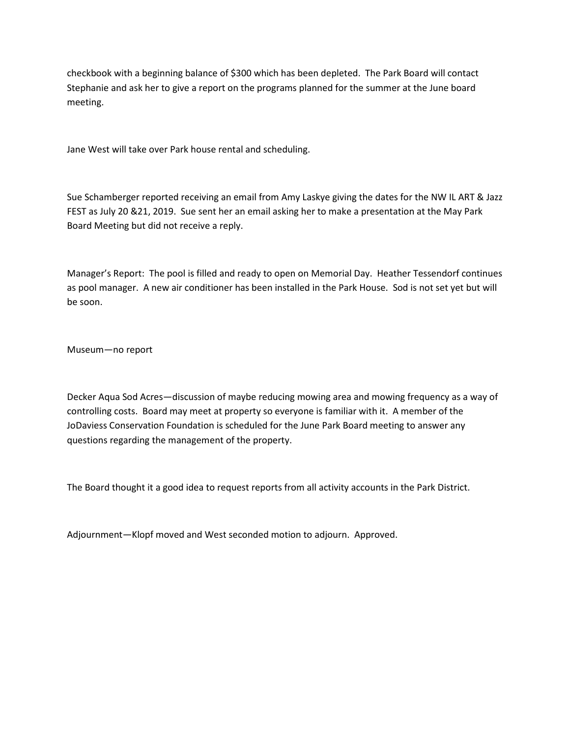checkbook with a beginning balance of $300 which has been depleted. The Park Board will contact Stephanie and ask her to give a report on the programs planned for the summer at the June board meeting.

Jane West will take over Park house rental and scheduling.

Sue Schamberger reported receiving an email from Amy Laskye giving the dates for the NW IL ART & Jazz FEST as July 20 &21, 2019. Sue sent her an email asking her to make a presentation at the May Park Board Meeting but did not receive a reply.

Manager's Report: The pool is filled and ready to open on Memorial Day. Heather Tessendorf continues as pool manager. A new air conditioner has been installed in the Park House. Sod is not set yet but will be soon.

Museum—no report

Decker Aqua Sod Acres—discussion of maybe reducing mowing area and mowing frequency as a way of controlling costs. Board may meet at property so everyone is familiar with it. A member of the JoDaviess Conservation Foundation is scheduled for the June Park Board meeting to answer any questions regarding the management of the property.

The Board thought it a good idea to request reports from all activity accounts in the Park District.

Adjournment—Klopf moved and West seconded motion to adjourn. Approved.